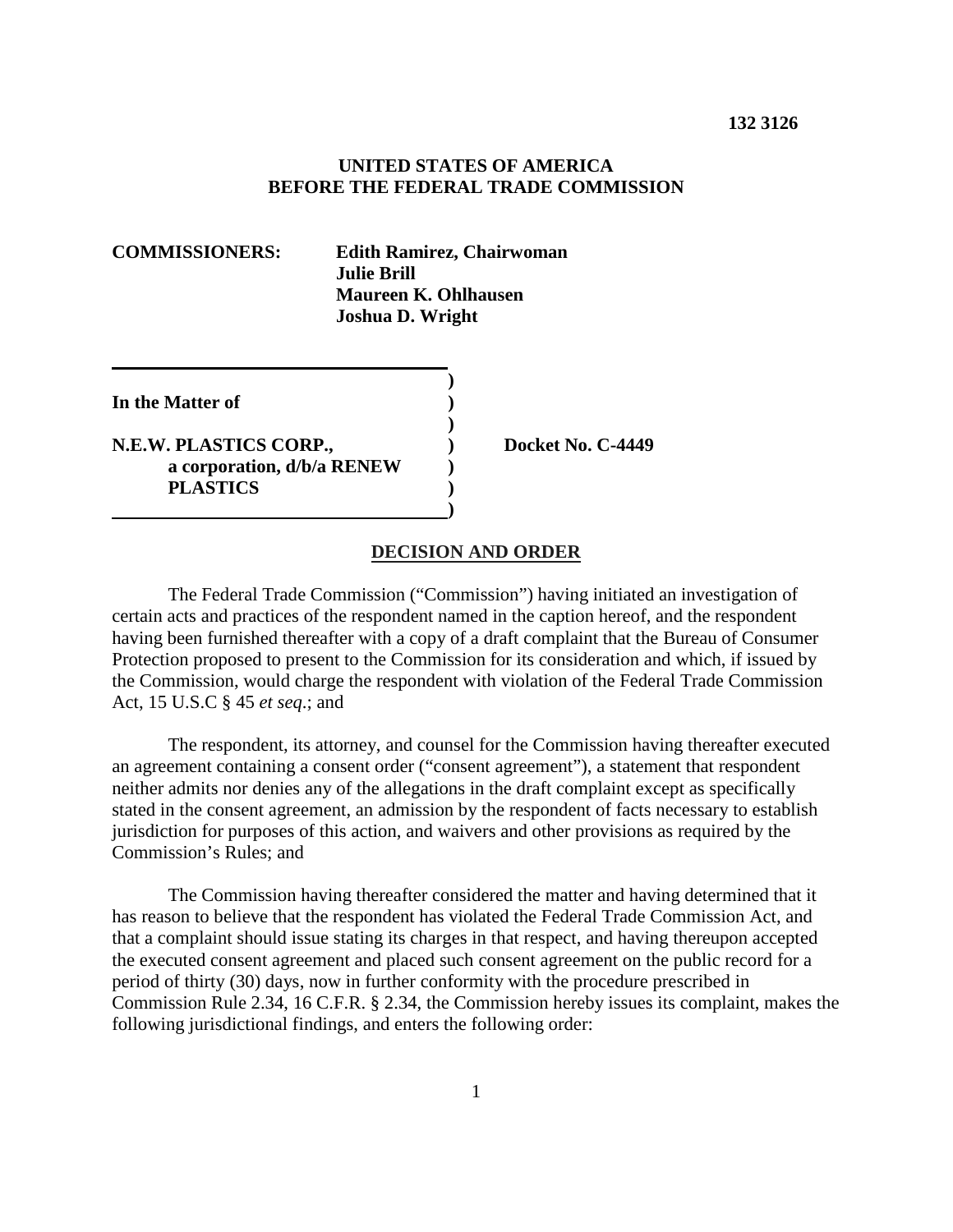**132 3126**

**UNITED STATES OF AMERICA**
**BEFORE THE FEDERAL TRADE COMMISSION**

**COMMISSIONERS:** **Edith Ramirez, Chairwoman**
**Julie Brill**
**Maureen K. Ohlhausen**
**Joshua D. Wright**

**In the Matter of**

**N.E.W. PLASTICS CORP.,**
**a corporation, d/b/a RENEW PLASTICS**

**Docket No. C-4449**

**DECISION AND ORDER**

The Federal Trade Commission ("Commission") having initiated an investigation of certain acts and practices of the respondent named in the caption hereof, and the respondent having been furnished thereafter with a copy of a draft complaint that the Bureau of Consumer Protection proposed to present to the Commission for its consideration and which, if issued by the Commission, would charge the respondent with violation of the Federal Trade Commission Act, 15 U.S.C § 45 *et seq*.; and

The respondent, its attorney, and counsel for the Commission having thereafter executed an agreement containing a consent order ("consent agreement"), a statement that respondent neither admits nor denies any of the allegations in the draft complaint except as specifically stated in the consent agreement, an admission by the respondent of facts necessary to establish jurisdiction for purposes of this action, and waivers and other provisions as required by the Commission's Rules; and

The Commission having thereafter considered the matter and having determined that it has reason to believe that the respondent has violated the Federal Trade Commission Act, and that a complaint should issue stating its charges in that respect, and having thereupon accepted the executed consent agreement and placed such consent agreement on the public record for a period of thirty (30) days, now in further conformity with the procedure prescribed in Commission Rule 2.34, 16 C.F.R. § 2.34, the Commission hereby issues its complaint, makes the following jurisdictional findings, and enters the following order: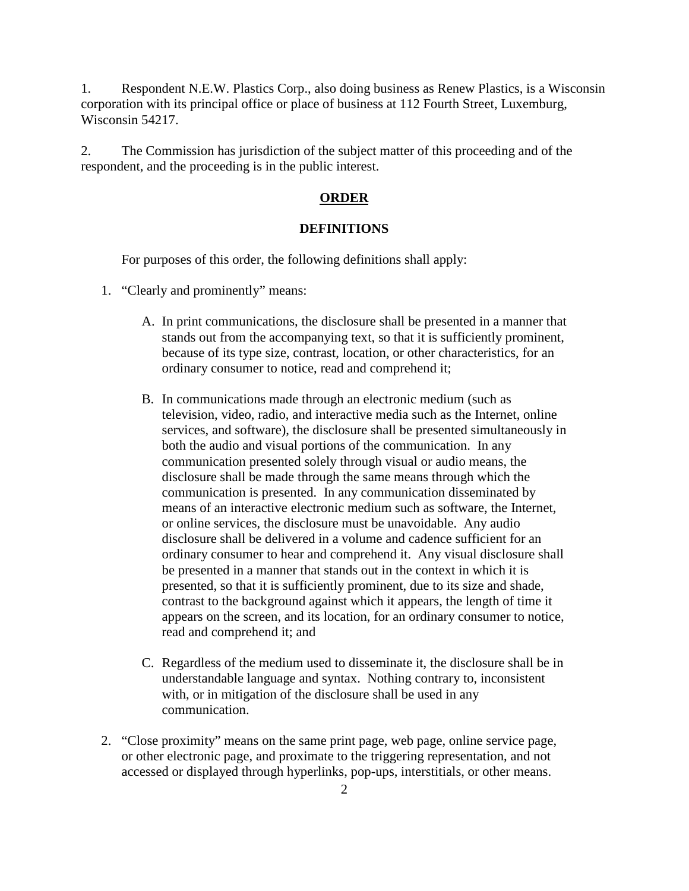1. Respondent N.E.W. Plastics Corp., also doing business as Renew Plastics, is a Wisconsin corporation with its principal office or place of business at 112 Fourth Street, Luxemburg, Wisconsin 54217.

2. The Commission has jurisdiction of the subject matter of this proceeding and of the respondent, and the proceeding is in the public interest.

## ORDER

### DEFINITIONS

For purposes of this order, the following definitions shall apply:

1. "Clearly and prominently" means:

   A. In print communications, the disclosure shall be presented in a manner that stands out from the accompanying text, so that it is sufficiently prominent, because of its type size, contrast, location, or other characteristics, for an ordinary consumer to notice, read and comprehend it;

   B. In communications made through an electronic medium (such as television, video, radio, and interactive media such as the Internet, online services, and software), the disclosure shall be presented simultaneously in both the audio and visual portions of the communication. In any communication presented solely through visual or audio means, the disclosure shall be made through the same means through which the communication is presented. In any communication disseminated by means of an interactive electronic medium such as software, the Internet, or online services, the disclosure must be unavoidable. Any audio disclosure shall be delivered in a volume and cadence sufficient for an ordinary consumer to hear and comprehend it. Any visual disclosure shall be presented in a manner that stands out in the context in which it is presented, so that it is sufficiently prominent, due to its size and shade, contrast to the background against which it appears, the length of time it appears on the screen, and its location, for an ordinary consumer to notice, read and comprehend it; and

   C. Regardless of the medium used to disseminate it, the disclosure shall be in understandable language and syntax. Nothing contrary to, inconsistent with, or in mitigation of the disclosure shall be used in any communication.

2. "Close proximity" means on the same print page, web page, online service page, or other electronic page, and proximate to the triggering representation, and not accessed or displayed through hyperlinks, pop-ups, interstitials, or other means.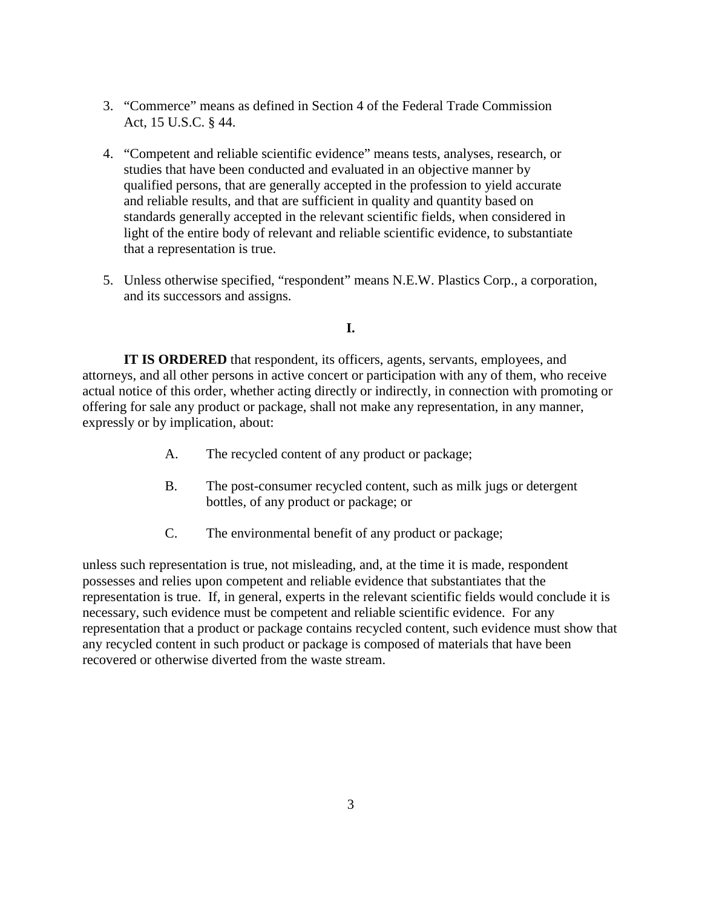3. "Commerce" means as defined in Section 4 of the Federal Trade Commission Act, 15 U.S.C. § 44.

4. "Competent and reliable scientific evidence" means tests, analyses, research, or studies that have been conducted and evaluated in an objective manner by qualified persons, that are generally accepted in the profession to yield accurate and reliable results, and that are sufficient in quality and quantity based on standards generally accepted in the relevant scientific fields, when considered in light of the entire body of relevant and reliable scientific evidence, to substantiate that a representation is true.

5. Unless otherwise specified, "respondent" means N.E.W. Plastics Corp., a corporation, and its successors and assigns.

## I.

**IT IS ORDERED** that respondent, its officers, agents, servants, employees, and attorneys, and all other persons in active concert or participation with any of them, who receive actual notice of this order, whether acting directly or indirectly, in connection with promoting or offering for sale any product or package, shall not make any representation, in any manner, expressly or by implication, about:

A. The recycled content of any product or package;

B. The post-consumer recycled content, such as milk jugs or detergent bottles, of any product or package; or

C. The environmental benefit of any product or package;

unless such representation is true, not misleading, and, at the time it is made, respondent possesses and relies upon competent and reliable evidence that substantiates that the representation is true. If, in general, experts in the relevant scientific fields would conclude it is necessary, such evidence must be competent and reliable scientific evidence. For any representation that a product or package contains recycled content, such evidence must show that any recycled content in such product or package is composed of materials that have been recovered or otherwise diverted from the waste stream.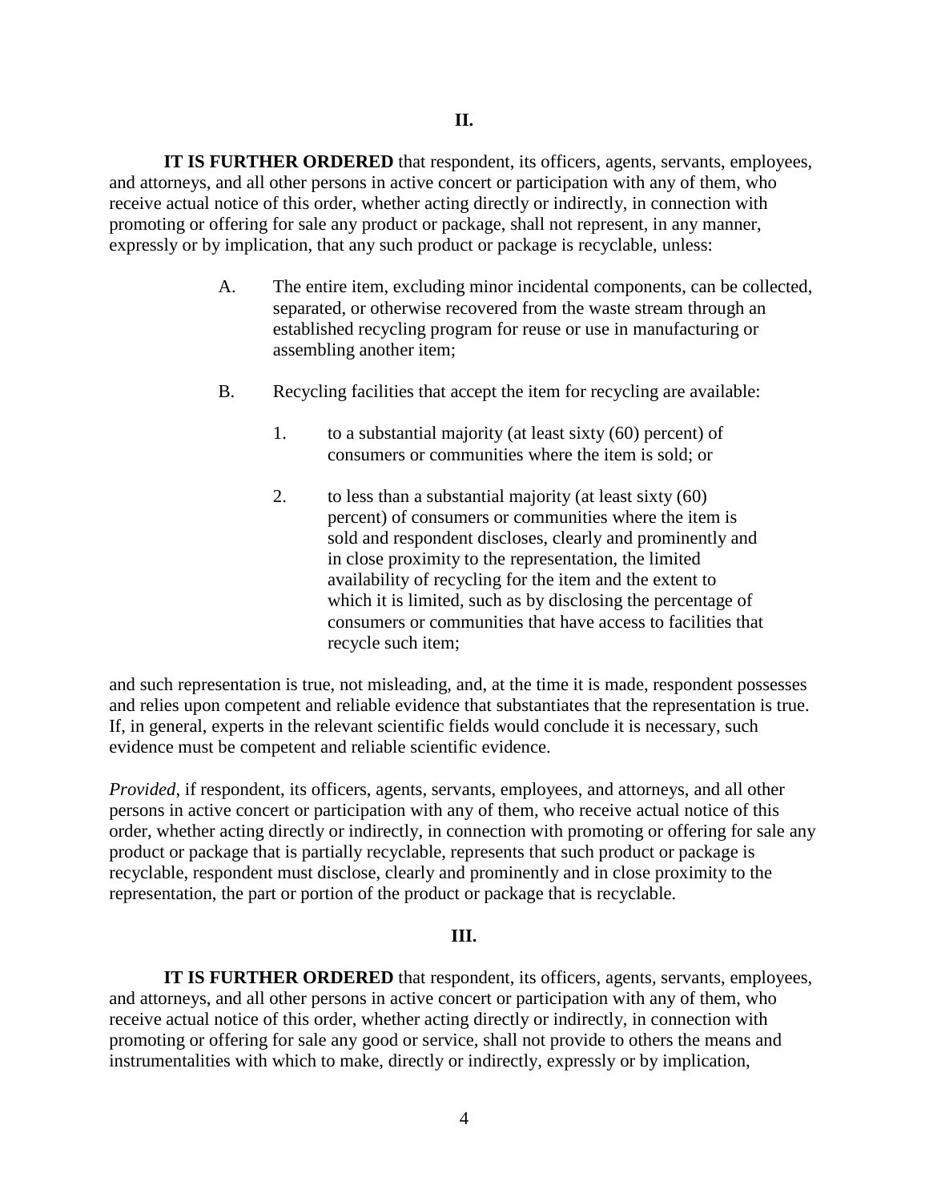## II.

**IT IS FURTHER ORDERED** that respondent, its officers, agents, servants, employees, and attorneys, and all other persons in active concert or participation with any of them, who receive actual notice of this order, whether acting directly or indirectly, in connection with promoting or offering for sale any product or package, shall not represent, in any manner, expressly or by implication, that any such product or package is recyclable, unless:

A. The entire item, excluding minor incidental components, can be collected, separated, or otherwise recovered from the waste stream through an established recycling program for reuse or use in manufacturing or assembling another item;

B. Recycling facilities that accept the item for recycling are available:

   1. to a substantial majority (at least sixty (60) percent) of consumers or communities where the item is sold; or

   2. to less than a substantial majority (at least sixty (60) percent) of consumers or communities where the item is sold and respondent discloses, clearly and prominently and in close proximity to the representation, the limited availability of recycling for the item and the extent to which it is limited, such as by disclosing the percentage of consumers or communities that have access to facilities that recycle such item;

and such representation is true, not misleading, and, at the time it is made, respondent possesses and relies upon competent and reliable evidence that substantiates that the representation is true. If, in general, experts in the relevant scientific fields would conclude it is necessary, such evidence must be competent and reliable scientific evidence.

*Provided*, if respondent, its officers, agents, servants, employees, and attorneys, and all other persons in active concert or participation with any of them, who receive actual notice of this order, whether acting directly or indirectly, in connection with promoting or offering for sale any product or package that is partially recyclable, represents that such product or package is recyclable, respondent must disclose, clearly and prominently and in close proximity to the representation, the part or portion of the product or package that is recyclable.

## III.

**IT IS FURTHER ORDERED** that respondent, its officers, agents, servants, employees, and attorneys, and all other persons in active concert or participation with any of them, who receive actual notice of this order, whether acting directly or indirectly, in connection with promoting or offering for sale any good or service, shall not provide to others the means and instrumentalities with which to make, directly or indirectly, expressly or by implication,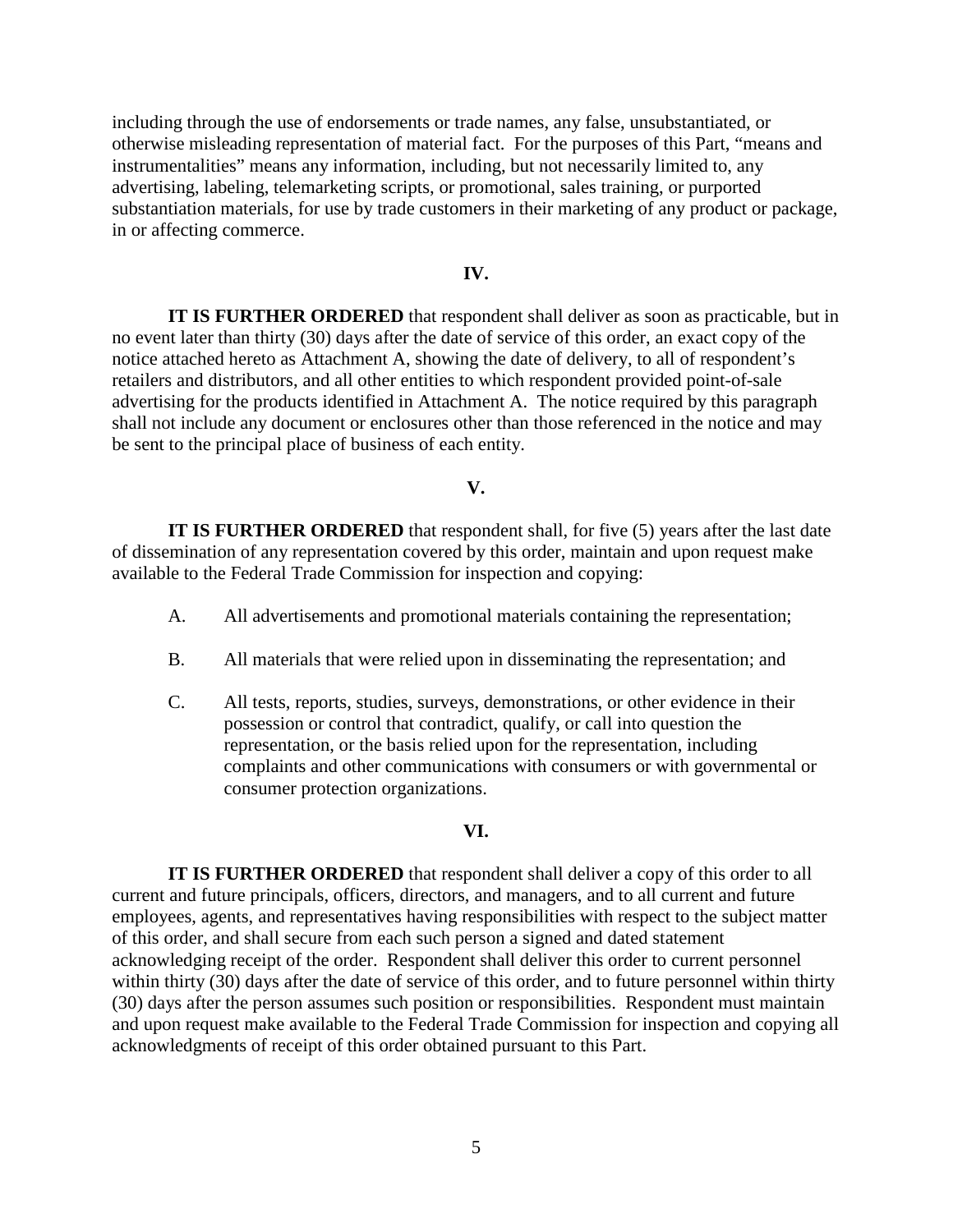including through the use of endorsements or trade names, any false, unsubstantiated, or otherwise misleading representation of material fact. For the purposes of this Part, "means and instrumentalities" means any information, including, but not necessarily limited to, any advertising, labeling, telemarketing scripts, or promotional, sales training, or purported substantiation materials, for use by trade customers in their marketing of any product or package, in or affecting commerce.

## IV.

**IT IS FURTHER ORDERED** that respondent shall deliver as soon as practicable, but in no event later than thirty (30) days after the date of service of this order, an exact copy of the notice attached hereto as Attachment A, showing the date of delivery, to all of respondent's retailers and distributors, and all other entities to which respondent provided point-of-sale advertising for the products identified in Attachment A. The notice required by this paragraph shall not include any document or enclosures other than those referenced in the notice and may be sent to the principal place of business of each entity.

## V.

**IT IS FURTHER ORDERED** that respondent shall, for five (5) years after the last date of dissemination of any representation covered by this order, maintain and upon request make available to the Federal Trade Commission for inspection and copying:

A. All advertisements and promotional materials containing the representation;

B. All materials that were relied upon in disseminating the representation; and

C. All tests, reports, studies, surveys, demonstrations, or other evidence in their possession or control that contradict, qualify, or call into question the representation, or the basis relied upon for the representation, including complaints and other communications with consumers or with governmental or consumer protection organizations.

## VI.

**IT IS FURTHER ORDERED** that respondent shall deliver a copy of this order to all current and future principals, officers, directors, and managers, and to all current and future employees, agents, and representatives having responsibilities with respect to the subject matter of this order, and shall secure from each such person a signed and dated statement acknowledging receipt of the order. Respondent shall deliver this order to current personnel within thirty (30) days after the date of service of this order, and to future personnel within thirty (30) days after the person assumes such position or responsibilities. Respondent must maintain and upon request make available to the Federal Trade Commission for inspection and copying all acknowledgments of receipt of this order obtained pursuant to this Part.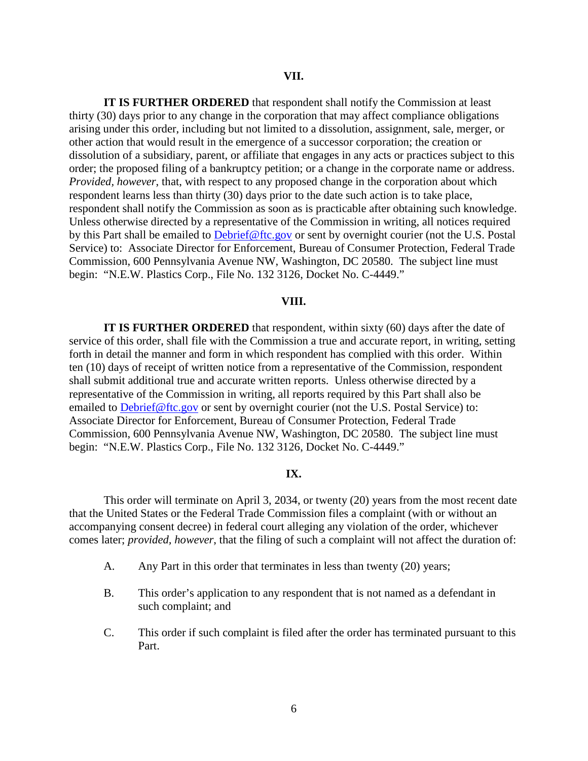## VII.

**IT IS FURTHER ORDERED** that respondent shall notify the Commission at least thirty (30) days prior to any change in the corporation that may affect compliance obligations arising under this order, including but not limited to a dissolution, assignment, sale, merger, or other action that would result in the emergence of a successor corporation; the creation or dissolution of a subsidiary, parent, or affiliate that engages in any acts or practices subject to this order; the proposed filing of a bankruptcy petition; or a change in the corporate name or address. *Provided*, *however*, that, with respect to any proposed change in the corporation about which respondent learns less than thirty (30) days prior to the date such action is to take place, respondent shall notify the Commission as soon as is practicable after obtaining such knowledge. Unless otherwise directed by a representative of the Commission in writing, all notices required by this Part shall be emailed to Debrief@ftc.gov or sent by overnight courier (not the U.S. Postal Service) to: Associate Director for Enforcement, Bureau of Consumer Protection, Federal Trade Commission, 600 Pennsylvania Avenue NW, Washington, DC 20580. The subject line must begin: "N.E.W. Plastics Corp., File No. 132 3126, Docket No. C-4449."

## VIII.

**IT IS FURTHER ORDERED** that respondent, within sixty (60) days after the date of service of this order, shall file with the Commission a true and accurate report, in writing, setting forth in detail the manner and form in which respondent has complied with this order. Within ten (10) days of receipt of written notice from a representative of the Commission, respondent shall submit additional true and accurate written reports. Unless otherwise directed by a representative of the Commission in writing, all reports required by this Part shall also be emailed to Debrief@ftc.gov or sent by overnight courier (not the U.S. Postal Service) to: Associate Director for Enforcement, Bureau of Consumer Protection, Federal Trade Commission, 600 Pennsylvania Avenue NW, Washington, DC 20580. The subject line must begin: "N.E.W. Plastics Corp., File No. 132 3126, Docket No. C-4449."

## IX.

This order will terminate on April 3, 2034, or twenty (20) years from the most recent date that the United States or the Federal Trade Commission files a complaint (with or without an accompanying consent decree) in federal court alleging any violation of the order, whichever comes later; *provided, however*, that the filing of such a complaint will not affect the duration of:

A. Any Part in this order that terminates in less than twenty (20) years;

B. This order's application to any respondent that is not named as a defendant in such complaint; and

C. This order if such complaint is filed after the order has terminated pursuant to this Part.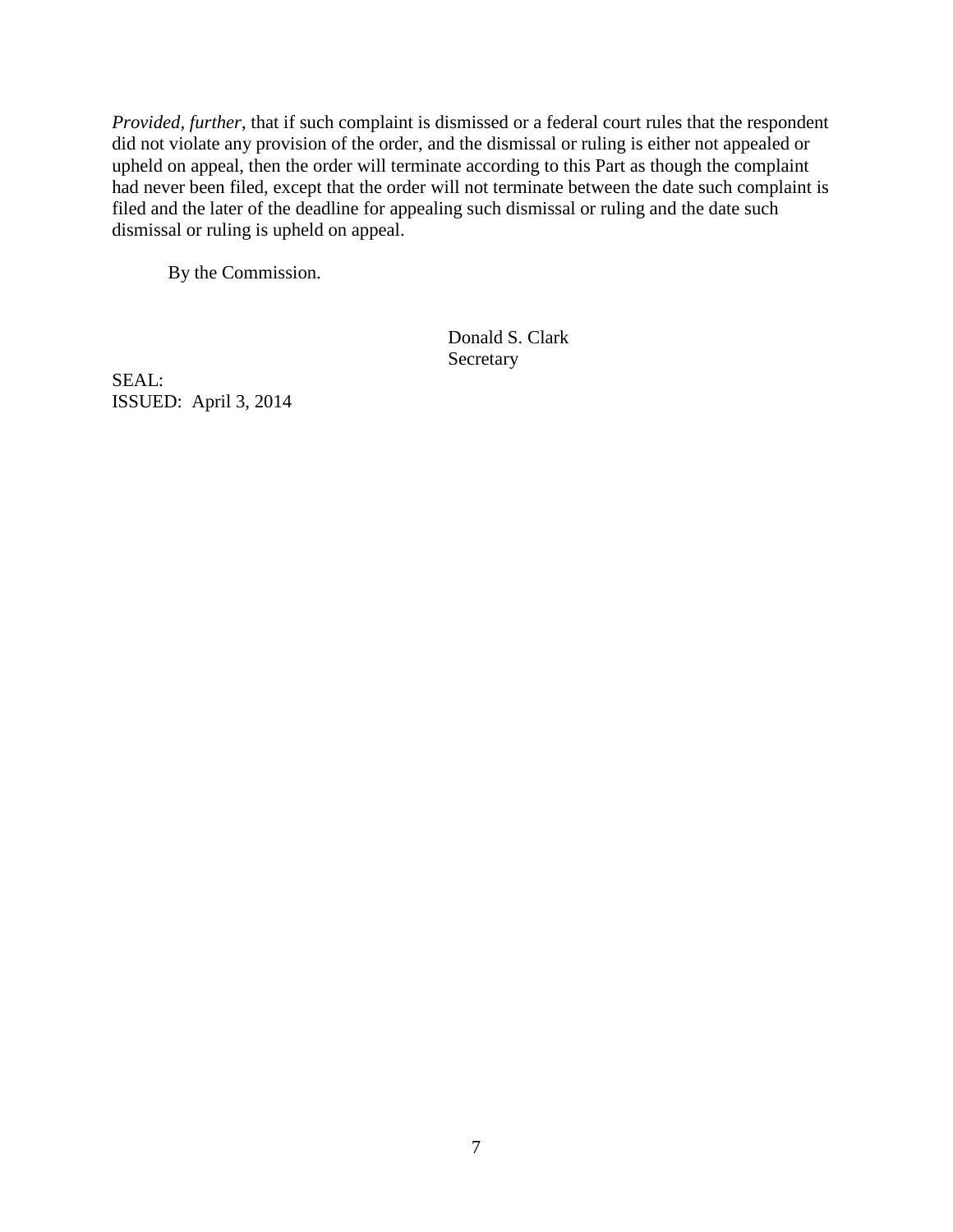*Provided, further*, that if such complaint is dismissed or a federal court rules that the respondent did not violate any provision of the order, and the dismissal or ruling is either not appealed or upheld on appeal, then the order will terminate according to this Part as though the complaint had never been filed, except that the order will not terminate between the date such complaint is filed and the later of the deadline for appealing such dismissal or ruling and the date such dismissal or ruling is upheld on appeal.

By the Commission.

Donald S. Clark
Secretary

SEAL:
ISSUED: April 3, 2014